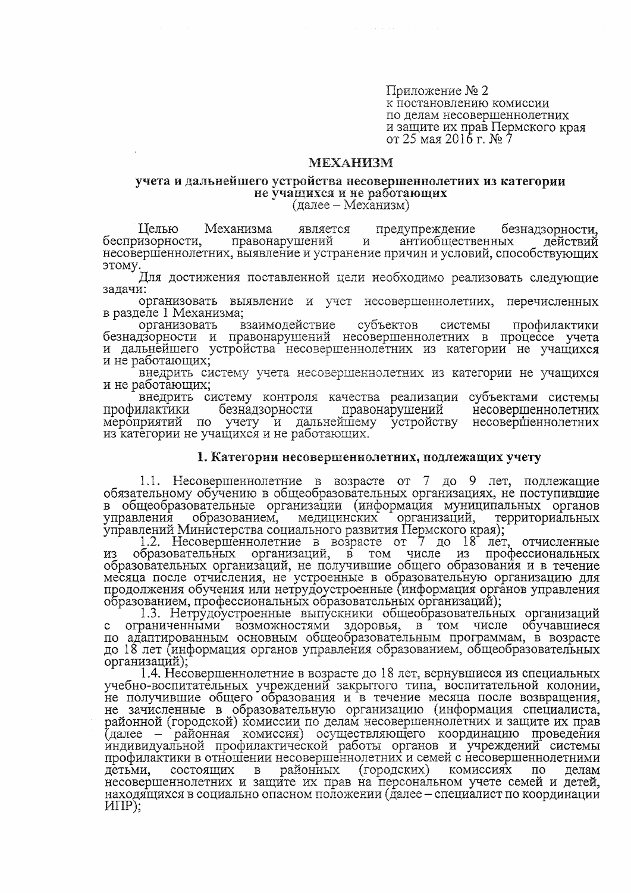Приложение № 2
к постановлению комиссии
по делам несовершеннолетних
и защите их прав Пермского края
от 25 мая 2016 г. № 7

# МЕХАНИЗМ

## учета и дальнейшего устройства несовершеннолетних из категории не учащихся и не работающих

(далее – Механизм)

Целью Механизма является предупреждение безнадзорности, беспризорности, правонарушений и антиобщественных действий несовершеннолетних, выявление и устранение причин и условий, способствующих этому.

Для достижения поставленной цели необходимо реализовать следующие задачи:

организовать выявление и учет несовершеннолетних, перечисленных в разделе 1 Механизма;

организовать взаимодействие субъектов системы профилактики безнадзорности и правонарушений несовершеннолетних в процессе учета и дальнейшего устройства несовершеннолетних из категории не учащихся и не работающих;

внедрить систему учета несовершеннолетних из категории не учащихся и не работающих;

внедрить систему контроля качества реализации субъектами системы профилактики безнадзорности правонарушений несовершеннолетних мероприятий по учету и дальнейшему устройству несовершеннолетних из категории не учащихся и не работающих.

### 1. Категории несовершеннолетних, подлежащих учету

1.1. Несовершеннолетние в возрасте от 7 до 9 лет, подлежащие обязательному обучению в общеобразовательных организациях, не поступившие в общеобразовательные организации (информация муниципальных органов управления образованием, медицинских организаций, территориальных управлений Министерства социального развития Пермского края);

1.2. Несовершеннолетние в возрасте от 7 до 18 лет, отчисленные из образовательных организаций, в том числе из профессиональных образовательных организаций, не получившие общего образования и в течение месяца после отчисления, не устроенные в образовательную организацию для продолжения обучения или нетрудоустроенные (информация органов управления образованием, профессиональных образовательных организаций);

1.3. Нетрудоустроенные выпускники общеобразовательных организаций с ограниченными возможностями здоровья, в том числе обучавшиеся по адаптированным основным общеобразовательным программам, в возрасте до 18 лет (информация органов управления образованием, общеобразовательных организаций);

1.4. Несовершеннолетние в возрасте до 18 лет, вернувшиеся из специальных учебно-воспитательных учреждений закрытого типа, воспитательной колонии, не получившие общего образования и в течение месяца после возвращения, не зачисленные в образовательную организацию (информация специалиста, районной (городской) комиссии по делам несовершеннолетних и защите их прав (далее – районная комиссия) осуществляющего координацию проведения индивидуальной профилактической работы органов и учреждений системы профилактики в отношении несовершеннолетних и семей с несовершеннолетними детьми, состоящих в районных (городских) комиссиях по делам несовершеннолетних и защите их прав на персональном учете семей и детей, находящихся в социально опасном положении (далее – специалист по координации ИПР);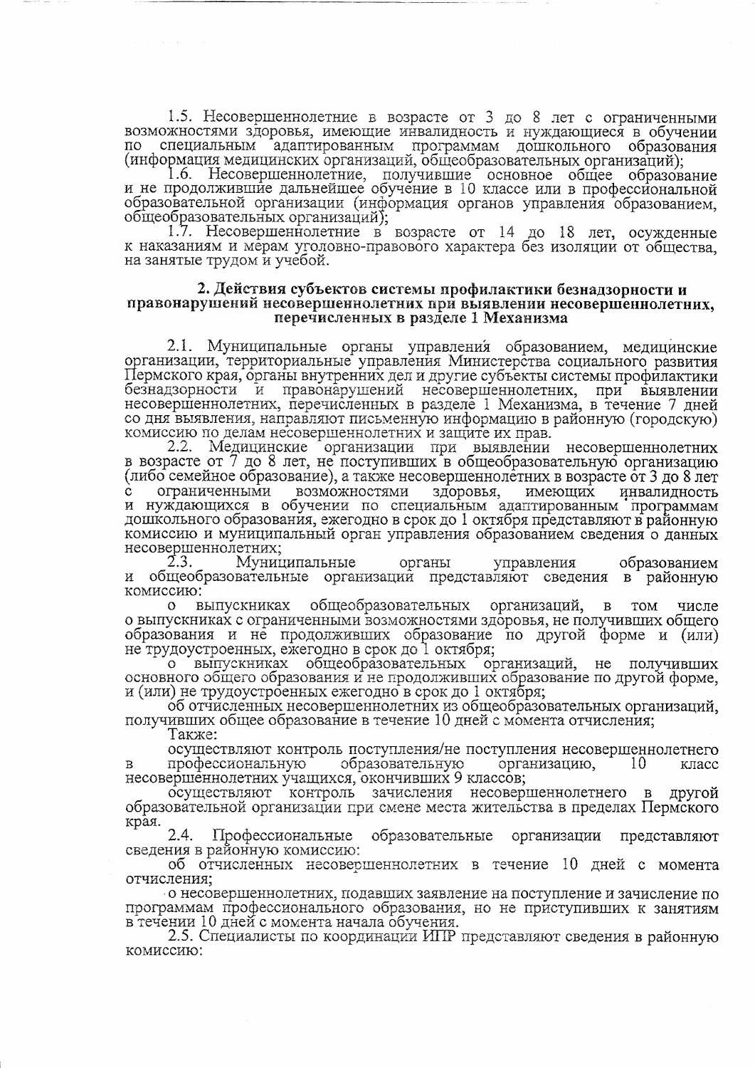1.5. Несовершеннолетние в возрасте от 3 до 8 лет с ограниченными возможностями здоровья, имеющие инвалидность и нуждающиеся в обучении по специальным адаптированным программам дошкольного образования (информация медицинских организаций, общеобразовательных организаций);

1.6. Несовершеннолетние, получившие основное общее образование и не продолжившие дальнейшее обучение в 10 классе или в профессиональной образовательной организации (информация органов управления образованием, общеобразовательных организаций);

1.7. Несовершеннолетние в возрасте от 14 до 18 лет, осужденные к наказаниям и мерам уголовно-правового характера без изоляции от общества, на занятые трудом и учебой.

## 2. Действия субъектов системы профилактики безнадзорности и правонарушений несовершеннолетних при выявлении несовершеннолетних, перечисленных в разделе 1 Механизма

2.1. Муниципальные органы управления образованием, медицинские организации, территориальные управления Министерства социального развития Пермского края, органы внутренних дел и другие субъекты системы профилактики безнадзорности и правонарушений несовершеннолетних, при выявлении несовершеннолетних, перечисленных в разделе 1 Механизма, в течение 7 дней со дня выявления, направляют письменную информацию в районную (городскую) комиссию по делам несовершеннолетних и защите их прав.

2.2. Медицинские организации при выявлении несовершеннолетних в возрасте от 7 до 8 лет, не поступивших в общеобразовательную организацию (либо семейное образование), а также несовершеннолетних в возрасте от 3 до 8 лет с ограниченными возможностями здоровья, имеющих инвалидность и нуждающихся в обучении по специальным адаптированным программам дошкольного образования, ежегодно в срок до 1 октября представляют в районную комиссию и муниципальный орган управления образованием сведения о данных несовершеннолетних;

2.3. Муниципальные органы управления образованием и общеобразовательные организации представляют сведения в районную комиссию:

о выпускниках общеобразовательных организаций, в том числе о выпускниках с ограниченными возможностями здоровья, не получивших общего образования и не продолживших образование по другой форме и (или) не трудоустроенных, ежегодно в срок до 1 октября;

о выпускниках общеобразовательных организаций, не получивших основного общего образования и не продолживших образование по другой форме, и (или) не трудоустроенных ежегодно в срок до 1 октября;

об отчисленных несовершеннолетних из общеобразовательных организаций, получивших общее образование в течение 10 дней с момента отчисления;

Также:

осуществляют контроль поступления/не поступления несовершеннолетнего в профессиональную образовательную организацию, 10 класс несовершеннолетних учащихся, окончивших 9 классов;

осуществляют контроль зачисления несовершеннолетнего в другой образовательной организации при смене места жительства в пределах Пермского края.

2.4. Профессиональные образовательные организации представляют сведения в районную комиссию:

об отчисленных несовершеннолетних в течение 10 дней с момента отчисления;

о несовершеннолетних, подавших заявление на поступление и зачисление по программам профессионального образования, но не приступивших к занятиям в течении 10 дней с момента начала обучения.

2.5. Специалисты по координации ИПР представляют сведения в районную комиссию: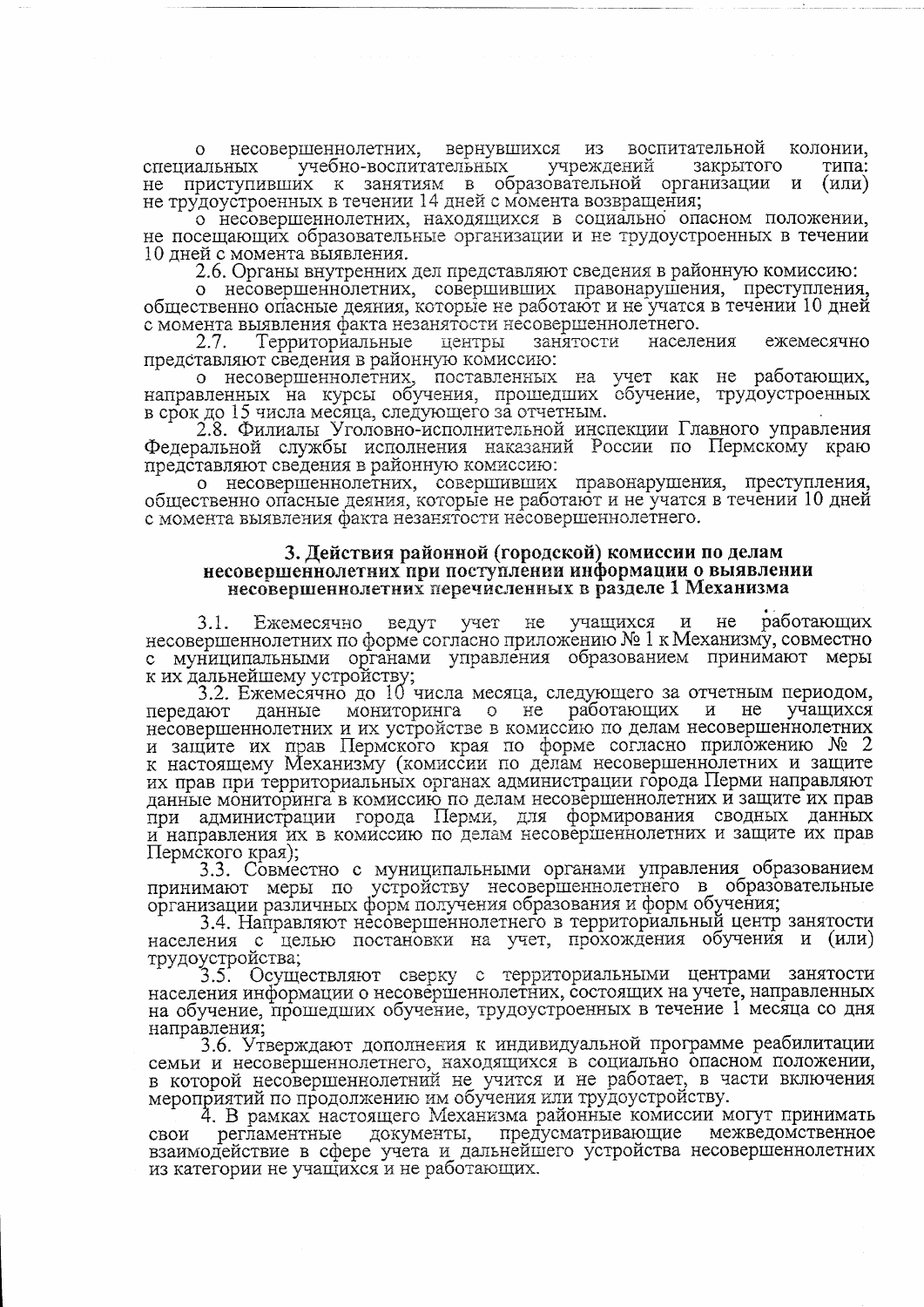о несовершеннолетних, вернувшихся из воспитательной колонии, специальных учебно-воспитательных учреждений закрытого типа: не приступивших к занятиям в образовательной организации и (или) не трудоустроенных в течении 14 дней с момента возвращения;

о несовершеннолетних, находящихся в социально опасном положении, не посещающих образовательные организации и не трудоустроенных в течении 10 дней с момента выявления.

2.6. Органы внутренних дел представляют сведения в районную комиссию:

о несовершеннолетних, совершивших правонарушения, преступления, общественно опасные деяния, которые не работают и не учатся в течении 10 дней с момента выявления факта незанятости несовершеннолетнего.

2.7. Территориальные центры занятости населения ежемесячно представляют сведения в районную комиссию:

о несовершеннолетних, поставленных на учет как не работающих, направленных на курсы обучения, прошедших обучение, трудоустроенных в срок до 15 числа месяца, следующего за отчетным.

2.8. Филиалы Уголовно-исполнительной инспекции Главного управления Федеральной службы исполнения наказаний России по Пермскому краю представляют сведения в районную комиссию:

о несовершеннолетних, совершивших правонарушения, преступления, общественно опасные деяния, которые не работают и не учатся в течении 10 дней с момента выявления факта незанятости несовершеннолетнего.

## 3. Действия районной (городской) комиссии по делам несовершеннолетних при поступлении информации о выявлении несовершеннолетних перечисленных в разделе 1 Механизма

3.1. Ежемесячно ведут учет не учащихся и не работающих несовершеннолетних по форме согласно приложению № 1 к Механизму, совместно с муниципальными органами управления образованием принимают меры к их дальнейшему устройству;

3.2. Ежемесячно до 10 числа месяца, следующего за отчетным периодом, передают данные мониторинга о не работающих и не учащихся несовершеннолетних и их устройстве в комиссию по делам несовершеннолетних и защите их прав Пермского края по форме согласно приложению № 2 к настоящему Механизму (комиссии по делам несовершеннолетних и защите их прав при территориальных органах администрации города Перми направляют данные мониторинга в комиссию по делам несовершеннолетних и защите их прав при администрации города Перми, для формирования сводных данных и направления их в комиссию по делам несовершеннолетних и защите их прав Пермского края);

3.3. Совместно с муниципальными органами управления образованием принимают меры по устройству несовершеннолетнего в образовательные организации различных форм получения образования и форм обучения;

3.4. Направляют несовершеннолетнего в территориальный центр занятости населения с целью постановки на учет, прохождения обучения и (или) трудоустройства;

3.5. Осуществляют сверку с территориальными центрами занятости населения информации о несовершеннолетних, состоящих на учете, направленных на обучение, прошедших обучение, трудоустроенных в течение 1 месяца со дня направления;

3.6. Утверждают дополнения к индивидуальной программе реабилитации семьи и несовершеннолетнего, находящихся в социально опасном положении, в которой несовершеннолетний не учится и не работает, в части включения мероприятий по продолжению им обучения или трудоустройству.

4. В рамках настоящего Механизма районные комиссии могут принимать свои регламентные документы, предусматривающие межведомственное взаимодействие в сфере учета и дальнейшего устройства несовершеннолетних из категории не учащихся и не работающих.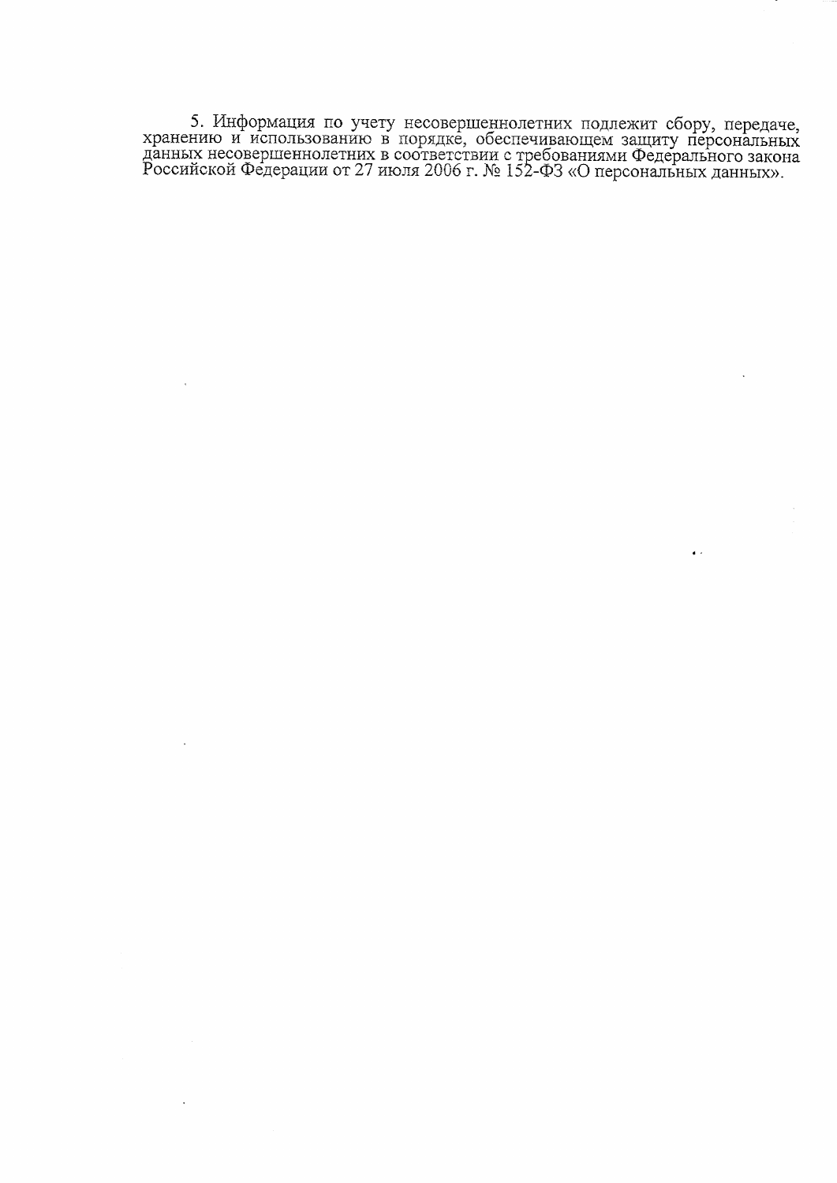5. Информация по учету несовершеннолетних подлежит сбору, передаче, хранению и использованию в порядке, обеспечивающем защиту персональных данных несовершеннолетних в соответствии с требованиями Федерального закона Российской Федерации от 27 июля 2006 г. № 152-ФЗ «О персональных данных».